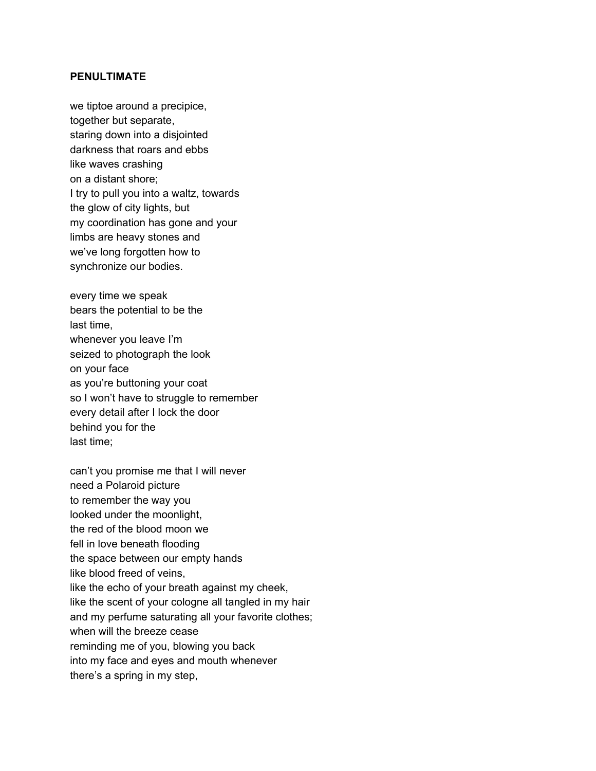**PENULTIMATE**

we tiptoe around a precipice,
together but separate,
staring down into a disjointed
darkness that roars and ebbs
like waves crashing
on a distant shore;
I try to pull you into a waltz, towards
the glow of city lights, but
my coordination has gone and your
limbs are heavy stones and
we've long forgotten how to
synchronize our bodies.

every time we speak
bears the potential to be the
last time,
whenever you leave I'm
seized to photograph the look
on your face
as you're buttoning your coat
so I won't have to struggle to remember
every detail after I lock the door
behind you for the
last time;

can't you promise me that I will never
need a Polaroid picture
to remember the way you
looked under the moonlight,
the red of the blood moon we
fell in love beneath flooding
the space between our empty hands
like blood freed of veins,
like the echo of your breath against my cheek,
like the scent of your cologne all tangled in my hair
and my perfume saturating all your favorite clothes;
when will the breeze cease
reminding me of you, blowing you back
into my face and eyes and mouth whenever
there's a spring in my step,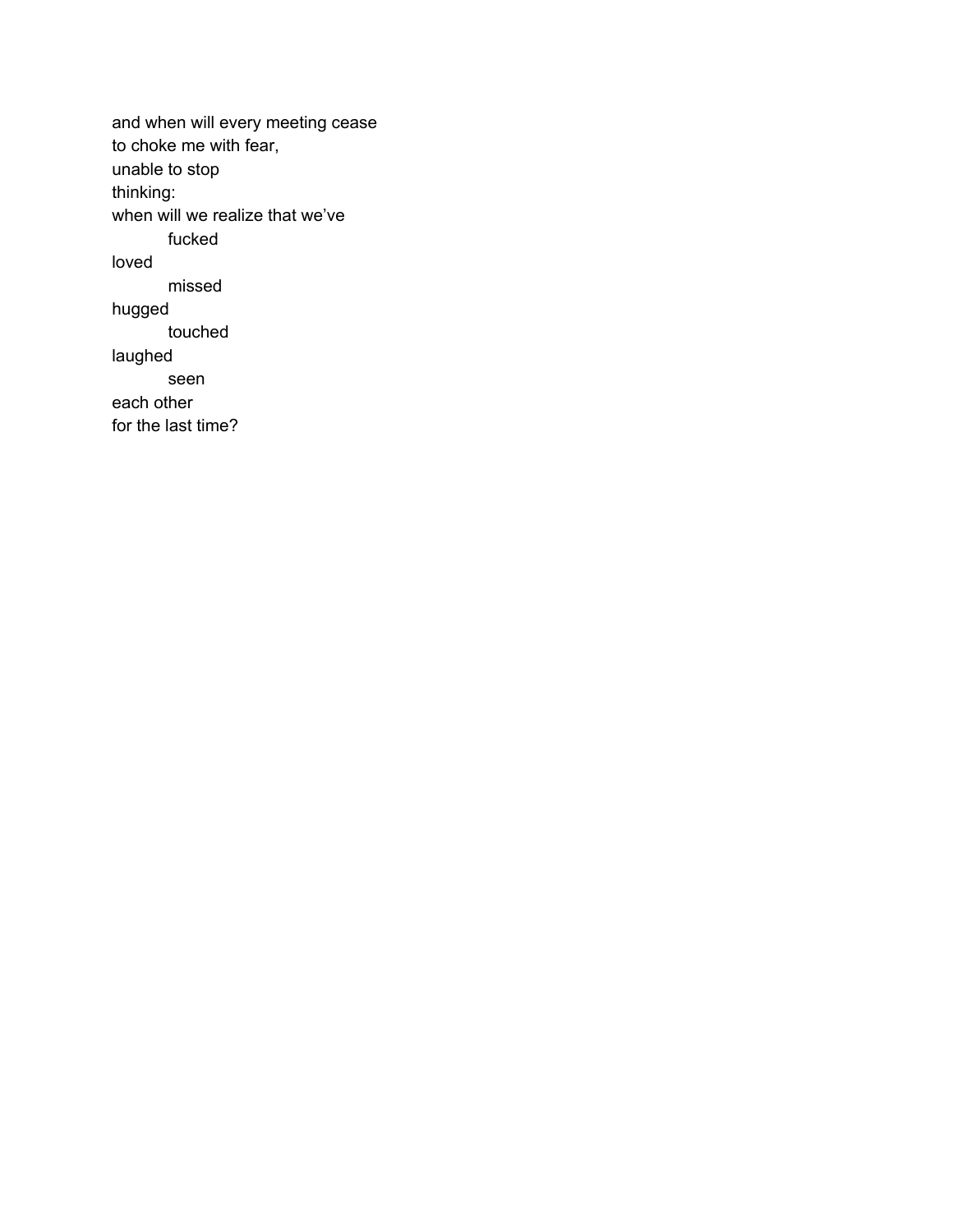and when will every meeting cease
to choke me with fear,
unable to stop
thinking:
when will we realize that we’ve
          fucked
loved
          missed
hugged
          touched
laughed
          seen
each other
for the last time?